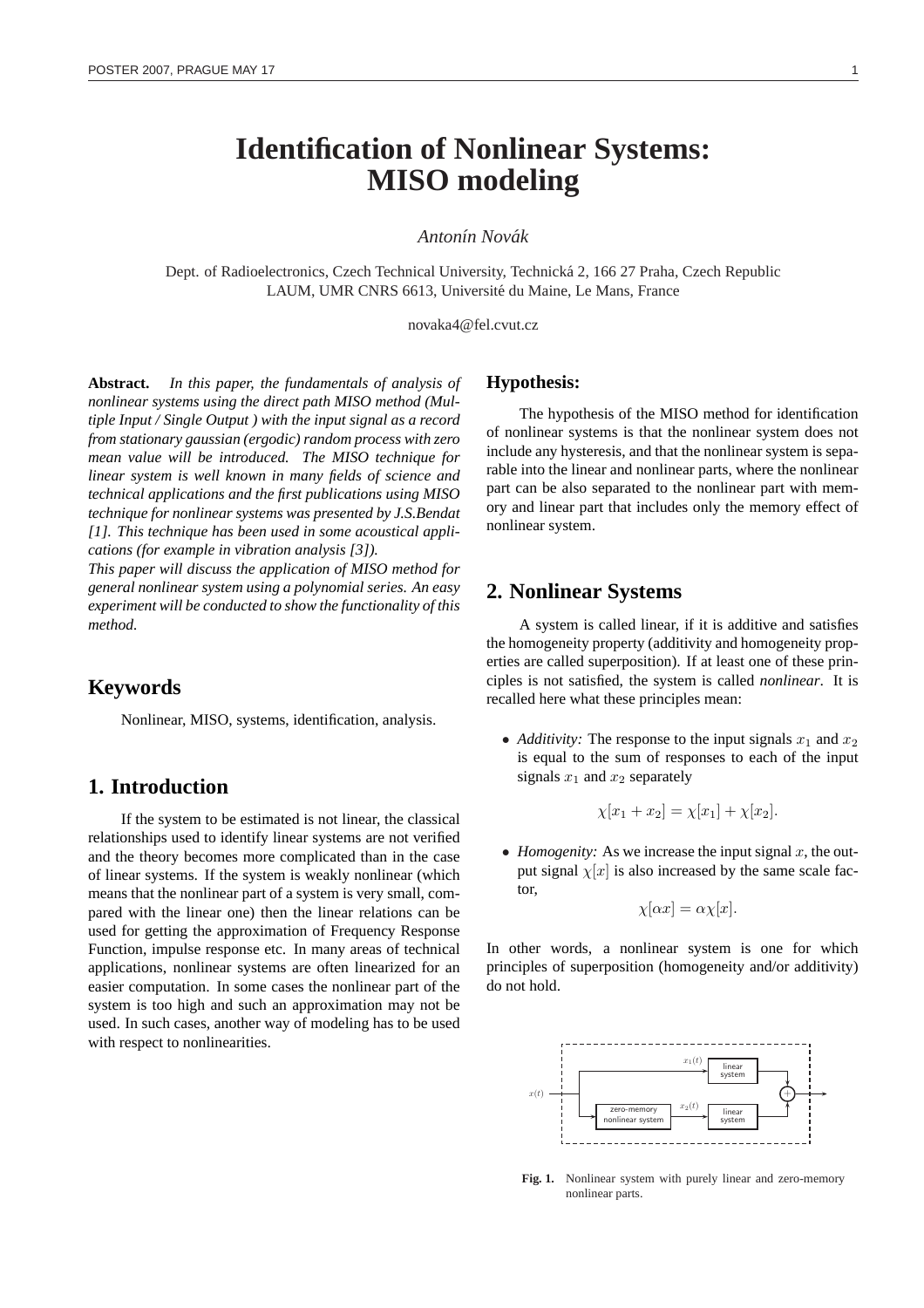# Identification of Nonlinear Systems: MISO modeling

*Antonín Novák*

Dept. of Radioelectronics, Czech Technical University, Technická 2, 166 27 Praha, Czech Republic
LAUM, UMR CNRS 6613, Université du Maine, Le Mans, France

novaka4@fel.cvut.cz

**Abstract.** *In this paper, the fundamentals of analysis of nonlinear systems using the direct path MISO method (Multiple Input / Single Output ) with the input signal as a record from stationary gaussian (ergodic) random process with zero mean value will be introduced. The MISO technique for linear system is well known in many fields of science and technical applications and the first publications using MISO technique for nonlinear systems was presented by J.S.Bendat [1]. This technique has been used in some acoustical applications (for example in vibration analysis [3]).*
*This paper will discuss the application of MISO method for general nonlinear system using a polynomial series. An easy experiment will be conducted to show the functionality of this method.*

## Keywords

Nonlinear, MISO, systems, identification, analysis.

## 1. Introduction

If the system to be estimated is not linear, the classical relationships used to identify linear systems are not verified and the theory becomes more complicated than in the case of linear systems. If the system is weakly nonlinear (which means that the nonlinear part of a system is very small, compared with the linear one) then the linear relations can be used for getting the approximation of Frequency Response Function, impulse response etc. In many areas of technical applications, nonlinear systems are often linearized for an easier computation. In some cases the nonlinear part of the system is too high and such an approximation may not be used. In such cases, another way of modeling has to be used with respect to nonlinearities.

### Hypothesis:

The hypothesis of the MISO method for identification of nonlinear systems is that the nonlinear system does not include any hysteresis, and that the nonlinear system is separable into the linear and nonlinear parts, where the nonlinear part can be also separated to the nonlinear part with memory and linear part that includes only the memory effect of nonlinear system.

## 2. Nonlinear Systems

A system is called linear, if it is additive and satisfies the homogeneity property (additivity and homogeneity properties are called superposition). If at least one of these principles is not satisfied, the system is called *nonlinear*. It is recalled here what these principles mean:

- *Additivity:* The response to the input signals $x_1$ and $x_2$ is equal to the sum of responses to each of the input signals $x_1$ and $x_2$ separately

$$\chi[x_1 + x_2] = \chi[x_1] + \chi[x_2].$$

- *Homogenity:* As we increase the input signal $x$, the output signal $\chi[x]$ is also increased by the same scale factor,

$$\chi[\alpha x] = \alpha\chi[x].$$

In other words, a nonlinear system is one for which principles of superposition (homogeneity and/or additivity) do not hold.

**Fig. 1.** Nonlinear system with purely linear and zero-memory nonlinear parts.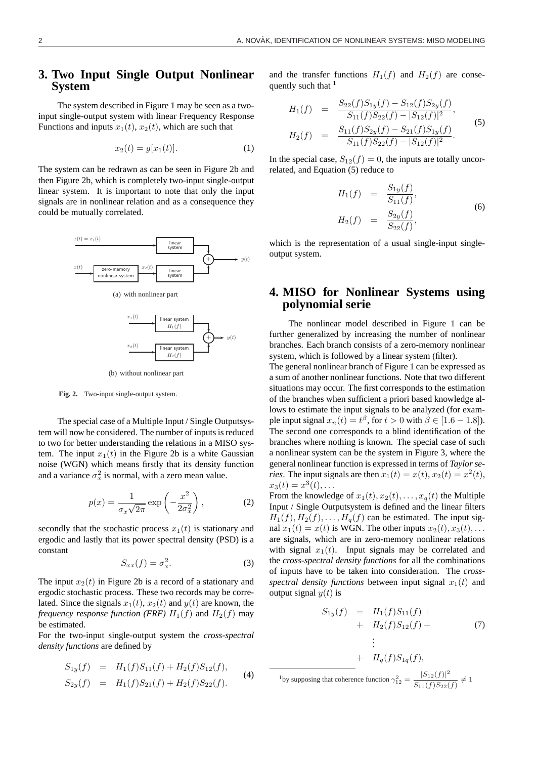## 3. Two Input Single Output Nonlinear System

The system described in Figure 1 may be seen as a two-input single-output system with linear Frequency Response Functions and inputs $x_1(t)$, $x_2(t)$, which are such that

$$x_2(t) = g[x_1(t)]. \tag{1}$$

The system can be redrawn as can be seen in Figure 2b and then Figure 2b, which is completely two-input single-output linear system. It is important to note that only the input signals are in nonlinear relation and as a consequence they could be mutually correlated.

(a) with nonlinear part

(b) without nonlinear part

**Fig. 2.** Two-input single-output system.

The special case of a Multiple Input / Single Outputsystem will now be considered. The number of inputs is reduced to two for better understanding the relations in a MISO system. The input $x_1(t)$ in the Figure 2b is a white Gaussian noise (WGN) which means firstly that its density function and a variance $\sigma_x^2$ is normal, with a zero mean value.

$$p(x) = \frac{1}{\sigma_x\sqrt{2\pi}} \exp\left(-\frac{x^2}{2\sigma_x^2}\right), \tag{2}$$

secondly that the stochastic process $x_1(t)$ is stationary and ergodic and lastly that its power spectral density (PSD) is a constant

$$S_{xx}(f) = \sigma_x^2. \tag{3}$$

The input $x_2(t)$ in Figure 2b is a record of a stationary and ergodic stochastic process. These two records may be correlated. Since the signals $x_1(t)$, $x_2(t)$ and $y(t)$ are known, the *frequency response function (FRF)* $H_1(f)$ and $H_2(f)$ may be estimated.

For the two-input single-output system the *cross-spectral density functions* are defined by

$$\begin{aligned} S_{1y}(f) &= H_1(f)S_{11}(f) + H_2(f)S_{12}(f), \\ S_{2y}(f) &= H_1(f)S_{21}(f) + H_2(f)S_{22}(f). \end{aligned} \tag{4}$$

and the transfer functions $H_1(f)$ and $H_2(f)$ are consequently such that [1]

$$\begin{aligned} H_1(f) &= \frac{S_{22}(f)S_{1y}(f) - S_{12}(f)S_{2y}(f)}{S_{11}(f)S_{22}(f) - |S_{12}(f)|^2}, \\ H_2(f) &= \frac{S_{11}(f)S_{2y}(f) - S_{21}(f)S_{1y}(f)}{S_{11}(f)S_{22}(f) - |S_{12}(f)|^2}. \end{aligned} \tag{5}$$

In the special case, $S_{12}(f) = 0$, the inputs are totally uncorrelated, and Equation (5) reduce to

$$\begin{aligned} H_1(f) &= \frac{S_{1y}(f)}{S_{11}(f)}, \\ H_2(f) &= \frac{S_{2y}(f)}{S_{22}(f)}, \end{aligned} \tag{6}$$

which is the representation of a usual single-input single-output system.

## 4. MISO for Nonlinear Systems using polynomial serie

The nonlinear model described in Figure 1 can be further generalized by increasing the number of nonlinear branches. Each branch consists of a zero-memory nonlinear system, which is followed by a linear system (filter).

The general nonlinear branch of Figure 1 can be expressed as a sum of another nonlinear functions. Note that two different situations may occur. The first corresponds to the estimation of the branches when sufficient a priori based knowledge allows to estimate the input signals to be analyzed (for example input signal $x_n(t) = t^\beta$, for $t > 0$ with $\beta \in [1.6 - 1.8]$). The second one corresponds to a blind identification of the branches where nothing is known. The special case of such a nonlinear system can be the system in Figure 3, where the general nonlinear function is expressed in terms of *Taylor series*. The input signals are then $x_1(t) = x(t)$, $x_2(t) = x^2(t)$, $x_3(t) = x^3(t), \ldots$

From the knowledge of $x_1(t), x_2(t), \ldots, x_q(t)$ the Multiple Input / Single Outputsystem is defined and the linear filters $H_1(f), H_2(f), \ldots, H_q(f)$ can be estimated. The input signal $x_1(t) = x(t)$ is WGN. The other inputs $x_2(t), x_3(t), \ldots$ are signals, which are in zero-memory nonlinear relations with signal $x_1(t)$. Input signals may be correlated and the *cross-spectral density functions* for all the combinations of inputs have to be taken into consideration. The *cross-spectral density functions* between input signal $x_1(t)$ and output signal $y(t)$ is

$$\begin{aligned} S_{1y}(f) &= H_1(f)S_{11}(f) + \\ &+ H_2(f)S_{12}(f) + \\ &\;\;\vdots \\ &+ H_q(f)S_{1q}(f), \end{aligned} \tag{7}$$

[1] by supposing that coherence function $\gamma_{12}^2 = \frac{|S_{12}(f)|^2}{S_{11}(f)S_{22}(f)} \neq 1$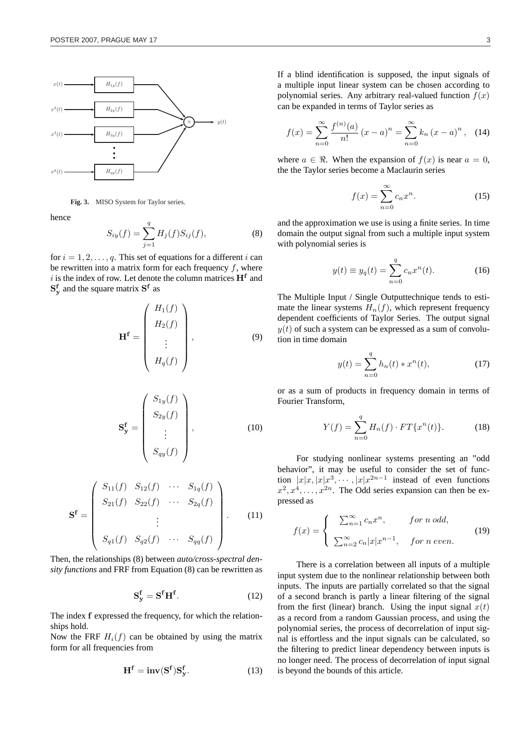**Fig. 3.** MISO System for Taylor series.

hence

$$S_{iy}(f) = \sum_{j=1}^{q} H_j(f) S_{ij}(f), \tag{8}$$

for $i = 1, 2, \ldots, q$. This set of equations for a different $i$ can be rewritten into a matrix form for each frequency $f$, where $i$ is the index of row. Let denote the column matrices $\mathbf{H^f}$ and $\mathbf{S^f_y}$ and the square matrix $\mathbf{S^f}$ as

$$\mathbf{H^f} = \begin{pmatrix} H_1(f) \\ H_2(f) \\ \vdots \\ H_q(f) \end{pmatrix}, \tag{9}$$

$$\mathbf{S^f_y} = \begin{pmatrix} S_{1y}(f) \\ S_{2y}(f) \\ \vdots \\ S_{qy}(f) \end{pmatrix}, \tag{10}$$

$$\mathbf{S^f} = \begin{pmatrix} S_{11}(f) & S_{12}(f) & \cdots & S_{1q}(f) \\ S_{21}(f) & S_{22}(f) & \cdots & S_{2q}(f) \\ & & \vdots & \\ S_{q1}(f) & S_{q2}(f) & \cdots & S_{qq}(f) \end{pmatrix}. \tag{11}$$

Then, the relationships (8) between *auto/cross-spectral density functions* and FRF from Equation (8) can be rewritten as

$$\mathbf{S^f_y} = \mathbf{S^f} \mathbf{H^f}. \tag{12}$$

The index $\mathbf{f}$ expressed the frequency, for which the relationships hold.

Now the FRF $H_i(f)$ can be obtained by using the matrix form for all frequencies from

$$\mathbf{H^f} = \mathbf{inv}(\mathbf{S^f}) \mathbf{S^f_y}. \tag{13}$$

If a blind identification is supposed, the input signals of a multiple input linear system can be chosen according to polynomial series. Any arbitrary real-valued function $f(x)$ can be expanded in terms of Taylor series as

$$f(x) = \sum_{n=0}^{\infty} \frac{f^{(n)}(a)}{n!} (x-a)^n = \sum_{n=0}^{\infty} k_n (x-a)^n, \tag{14}$$

where $a \in \Re$. When the expansion of $f(x)$ is near $a = 0$, the the Taylor series become a Maclaurin series

$$f(x) = \sum_{n=0}^{\infty} c_n x^n. \tag{15}$$

and the approximation we use is using a finite series. In time domain the output signal from such a multiple input system with polynomial series is

$$y(t) \equiv y_q(t) = \sum_{n=0}^{q} c_n x^n(t). \tag{16}$$

The Multiple Input / Single Outputtechnique tends to estimate the linear systems $H_n(f)$, which represent frequency dependent coefficients of Taylor Series. The output signal $y(t)$ of such a system can be expressed as a sum of convolution in time domain

$$y(t) = \sum_{n=0}^{q} h_n(t) * x^n(t), \tag{17}$$

or as a sum of products in frequency domain in terms of Fourier Transform,

$$Y(f) = \sum_{n=0}^{q} H_n(f) \cdot FT\{x^n(t)\}. \tag{18}$$

For studying nonlinear systems presenting an "odd behavior", it may be useful to consider the set of function $|x|x, |x|x^3, \cdots, |x|x^{2n-1}$ instead of even functions $x^2, x^4, \ldots, x^{2n}$. The Odd series expansion can then be expressed as

$$f(x) = \begin{cases} \sum_{n=1}^{\infty} c_n x^n, & for\ n\ odd, \\ \sum_{n=2}^{\infty} c_n |x| x^{n-1}, & for\ n\ even. \end{cases} \tag{19}$$

There is a correlation between all inputs of a multiple input system due to the nonlinear relationship between both inputs. The inputs are partially correlated so that the signal of a second branch is partly a linear filtering of the signal from the first (linear) branch. Using the input signal $x(t)$ as a record from a random Gaussian process, and using the polynomial series, the process of decorrelation of input signal is effortless and the input signals can be calculated, so the filtering to predict linear dependency between inputs is no longer need. The process of decorrelation of input signal is beyond the bounds of this article.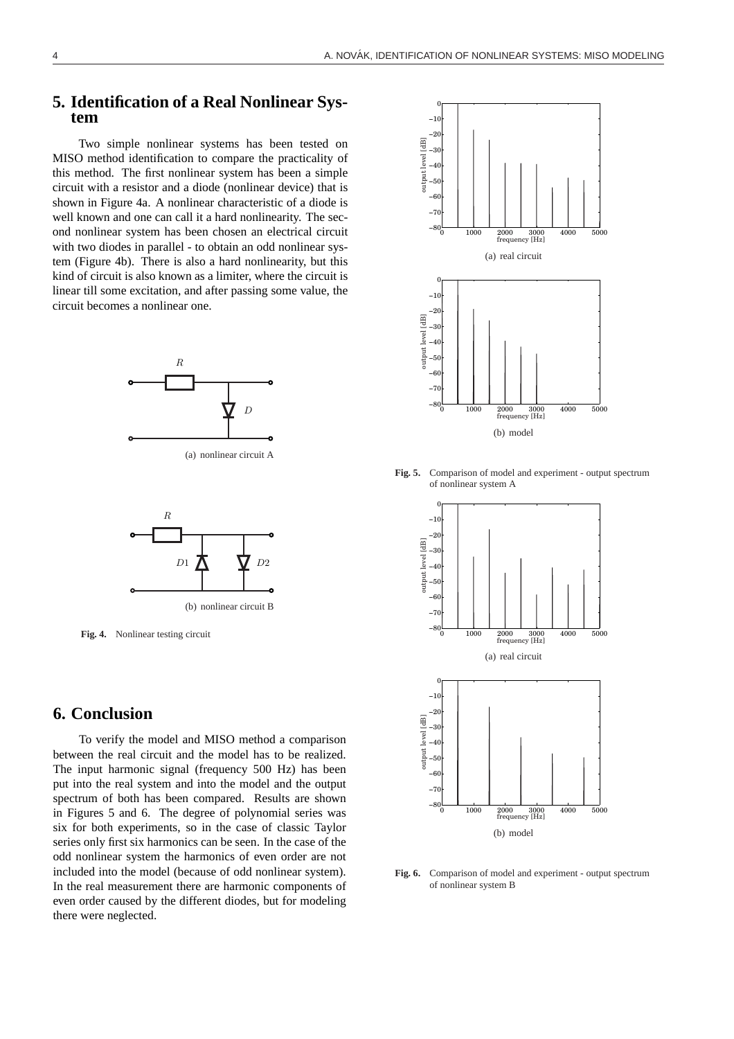## 5. Identification of a Real Nonlinear System

Two simple nonlinear systems has been tested on MISO method identification to compare the practicality of this method. The first nonlinear system has been a simple circuit with a resistor and a diode (nonlinear device) that is shown in Figure 4a. A nonlinear characteristic of a diode is well known and one can call it a hard nonlinearity. The second nonlinear system has been chosen an electrical circuit with two diodes in parallel - to obtain an odd nonlinear system (Figure 4b). There is also a hard nonlinearity, but this kind of circuit is also known as a limiter, where the circuit is linear till some excitation, and after passing some value, the circuit becomes a nonlinear one.

(a) nonlinear circuit A

(b) nonlinear circuit B

**Fig. 4.** Nonlinear testing circuit

## 6. Conclusion

To verify the model and MISO method a comparison between the real circuit and the model has to be realized. The input harmonic signal (frequency 500 Hz) has been put into the real system and into the model and the output spectrum of both has been compared. Results are shown in Figures 5 and 6. The degree of polynomial series was six for both experiments, so in the case of classic Taylor series only first six harmonics can be seen. In the case of the odd nonlinear system the harmonics of even order are not included into the model (because of odd nonlinear system). In the real measurement there are harmonic components of even order caused by the different diodes, but for modeling there were neglected.

(a) real circuit

(b) model

**Fig. 5.** Comparison of model and experiment - output spectrum of nonlinear system A

(a) real circuit

(b) model

**Fig. 6.** Comparison of model and experiment - output spectrum of nonlinear system B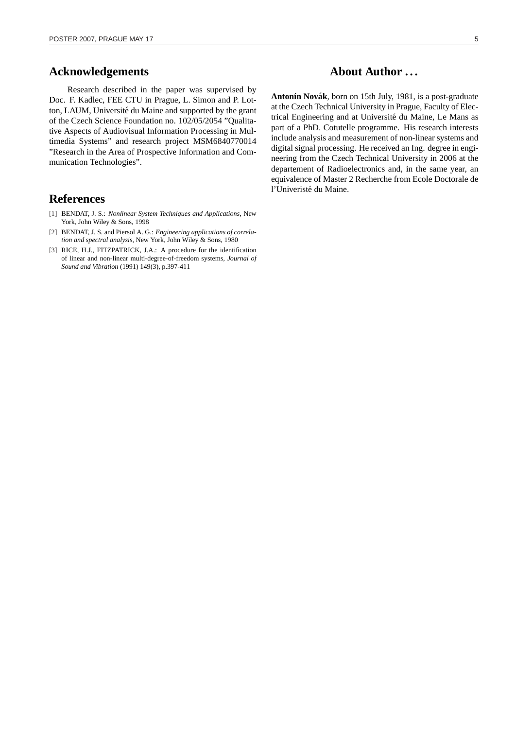## Acknowledgements

Research described in the paper was supervised by Doc. F. Kadlec, FEE CTU in Prague, L. Simon and P. Lotton, LAUM, Université du Maine and supported by the grant of the Czech Science Foundation no. 102/05/2054 "Qualitative Aspects of Audiovisual Information Processing in Multimedia Systems" and research project MSM6840770014 "Research in the Area of Prospective Information and Communication Technologies".

## References

[1] BENDAT, J. S.: *Nonlinear System Techniques and Applications*, New York, John Wiley & Sons, 1998

[2] BENDAT, J. S. and Piersol A. G.: *Engineering applications of correlation and spectral analysis*, New York, John Wiley & Sons, 1980

[3] RICE, H.J., FITZPATRICK, J.A.: A procedure for the identification of linear and non-linear multi-degree-of-freedom systems, *Journal of Sound and Vibration* (1991) 149(3), p.397-411

## About Author ...

**Antonín Novák**, born on 15th July, 1981, is a post-graduate at the Czech Technical University in Prague, Faculty of Electrical Engineering and at Université du Maine, Le Mans as part of a PhD. Cotutelle programme. His research interests include analysis and measurement of non-linear systems and digital signal processing. He received an Ing. degree in engineering from the Czech Technical University in 2006 at the departement of Radioelectronics and, in the same year, an equivalence of Master 2 Recherche from Ecole Doctorale de l'Univeristé du Maine.